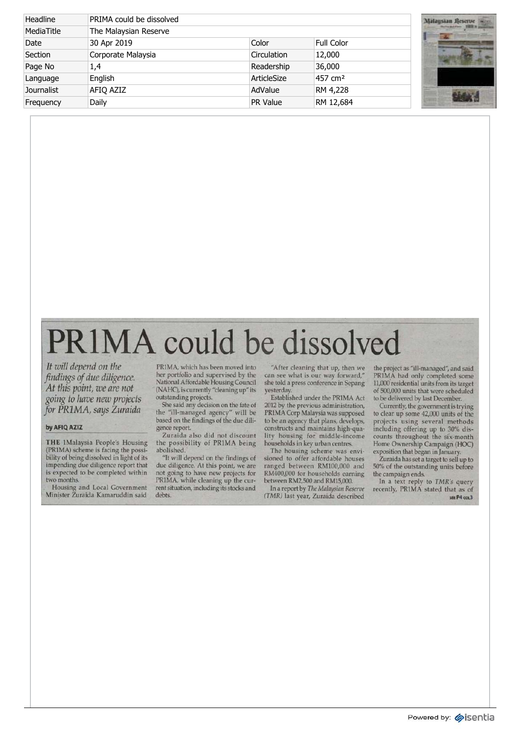| Headline | PRIMA could be dissolved | | |
|---|---|---|---|
| MediaTitle | The Malaysian Reserve | | |
| Date | 30 Apr 2019 | Color | Full Color |
| Section | Corporate Malaysia | Circulation | 12,000 |
| Page No | 1,4 | Readership | 36,000 |
| Language | English | ArticleSize | 457 cm² |
| Journalist | AFIQ AZIZ | AdValue | RM 4,228 |
| Frequency | Daily | PR Value | RM 12,684 |

# PR1MA could be dissolved

*It will depend on the findings of due diligence. At this point, we are not going to have new projects for PR1MA, says Zuraida*

**by AFIQ AZIZ**

**THE** 1Malaysia People's Housing (PR1MA) scheme is facing the possibility of being dissolved in light of its impending due diligence report that is expected to be completed within two months.

Housing and Local Government Minister Zuraida Kamaruddin said PR1MA, which has been moved into her portfolio and supervised by the National Affordable Housing Council (NAHC), is currently "cleaning up" its outstanding projects.

She said any decision on the fate of the "ill-managed agency" will be based on the findings of the due diligence report.

Zuraida also did not discount the possibility of PR1MA being abolished.

"It will depend on the findings of due diligence. At this point, we are not going to have new projects for PR1MA, while cleaning up the current situation, including its stocks and debts.

"After cleaning that up, then we can see what is our way forward," she told a press conference in Sepang yesterday.

Established under the PR1MA Act 2012 by the previous administration, PR1MA Corp Malaysia was supposed to be an agency that plans, develops, constructs and maintains high-quality housing for middle-income households in key urban centres.

The housing scheme was envisioned to offer affordable houses ranged between RM100,000 and RM400,000 for households earning between RM2,500 and RM15,000.

In a report by *The Malaysian Reserve (TMR)* last year, Zuraida described the project as "ill-managed", and said PR1MA had only completed some 11,000 residential units from its target of 500,000 units that were scheduled to be delivered by last December.

Currently, the government is trying to clear up some 42,000 units of the projects using several methods including offering up to 30% discounts throughout the six-month Home Ownership Campaign (HOC) exposition that began in January.

Zuraida has set a target to sell up to 50% of the outstanding units before the campaign ends.

In a text reply to *TMR's* query recently, PR1MA stated that as of

SEE P4 COL3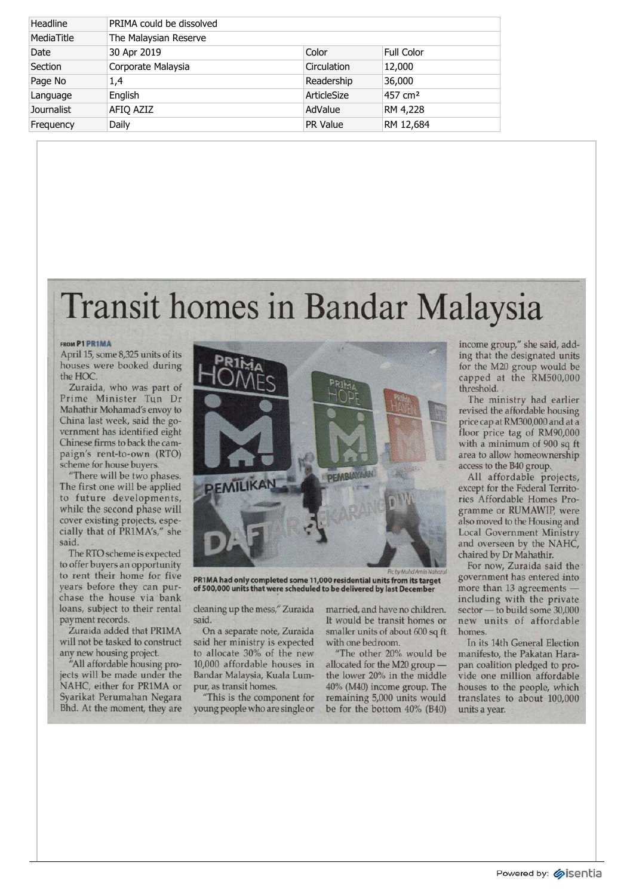| | | | |
|---|---|---|---|
| Headline | PRIMA could be dissolved | | |
| MediaTitle | The Malaysian Reserve | | |
| Date | 30 Apr 2019 | Color | Full Color |
| Section | Corporate Malaysia | Circulation | 12,000 |
| Page No | 1,4 | Readership | 36,000 |
| Language | English | ArticleSize | 457 cm² |
| Journalist | AFIQ AZIZ | AdValue | RM 4,228 |
| Frequency | Daily | PR Value | RM 12,684 |

# Transit homes in Bandar Malaysia

FROM P1 PR1MA

April 15, some 8,325 units of its houses were booked during the HOC.

Zuraida, who was part of Prime Minister Tun Dr Mahathir Mohamad's envoy to China last week, said the government has identified eight Chinese firms to back the campaign's rent-to-own (RTO) scheme for house buyers.

"There will be two phases. The first one will be applied to future developments, while the second phase will cover existing projects, especially that of PR1MA's," she said.

The RTO scheme is expected to offer buyers an opportunity to rent their home for five years before they can purchase the house via bank loans, subject to their rental payment records.

Zuraida added that PR1MA will not be tasked to construct any new housing project.

"All affordable housing projects will be made under the NAHC, either for PR1MA or Syarikat Perumahan Negara Bhd. At the moment, they are cleaning up the mess," Zuraida said.

Pic by Muhd Amin Naharul

PR1MA had only completed some 11,000 residential units from its target of 500,000 units that were scheduled to be delivered by last December

On a separate note, Zuraida said her ministry is expected to allocate 30% of the new 10,000 affordable houses in Bandar Malaysia, Kuala Lumpur, as transit homes.

"This is the component for young people who are single or married, and have no children. It would be transit homes or smaller units of about 600 sq ft with one bedroom.

"The other 20% would be allocated for the M20 group — the lower 20% in the middle 40% (M40) income group. The remaining 5,000 units would be for the bottom 40% (B40) income group," she said, adding that the designated units for the M20 group would be capped at the RM500,000 threshold.

The ministry had earlier revised the affordable housing price cap at RM300,000 and at a floor price tag of RM90,000 with a minimum of 900 sq ft area to allow homeownership access to the B40 group.

All affordable projects, except for the Federal Territories Affordable Homes Programme or RUMAWIP, were also moved to the Housing and Local Government Ministry and overseen by the NAHC, chaired by Dr Mahathir.

For now, Zuraida said the government has entered into more than 13 agreements — including with the private sector — to build some 30,000 new units of affordable homes.

In its 14th General Election manifesto, the Pakatan Harapan coalition pledged to provide one million affordable houses to the people, which translates to about 100,000 units a year.